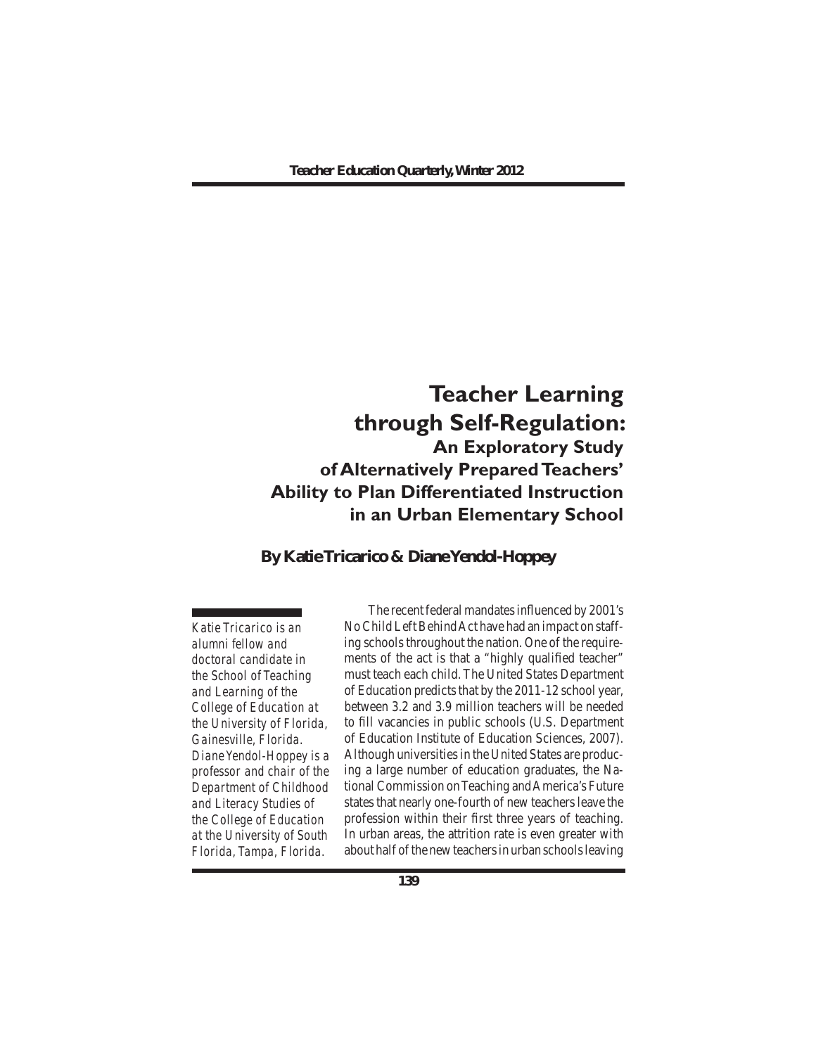# Teacher Learning through Self-Regulation:

## An Exploratory Study of Alternatively Prepared Teachers' Ability to Plan Differentiated Instruction in an Urban Elementary School

**By Katie Tricarico & Diane Yendol-Hoppey**

*Katie Tricarico is an alumni fellow and doctoral candidate in the School of Teaching and Learning of the College of Education at the University of Florida, Gainesville, Florida. Diane Yendol-Hoppey is a professor and chair of the Department of Childhood and Literacy Studies of the College of Education at the University of South Florida, Tampa, Florida.*

The recent federal mandates influenced by 2001's No Child Left Behind Act have had an impact on staffing schools throughout the nation. One of the requirements of the act is that a "highly qualified teacher" must teach each child. The United States Department of Education predicts that by the 2011-12 school year, between 3.2 and 3.9 million teachers will be needed to fill vacancies in public schools (U.S. Department of Education Institute of Education Sciences, 2007). Although universities in the United States are producing a large number of education graduates, the National Commission on Teaching and America's Future states that nearly one-fourth of new teachers leave the profession within their first three years of teaching. In urban areas, the attrition rate is even greater with about half of the new teachers in urban schools leaving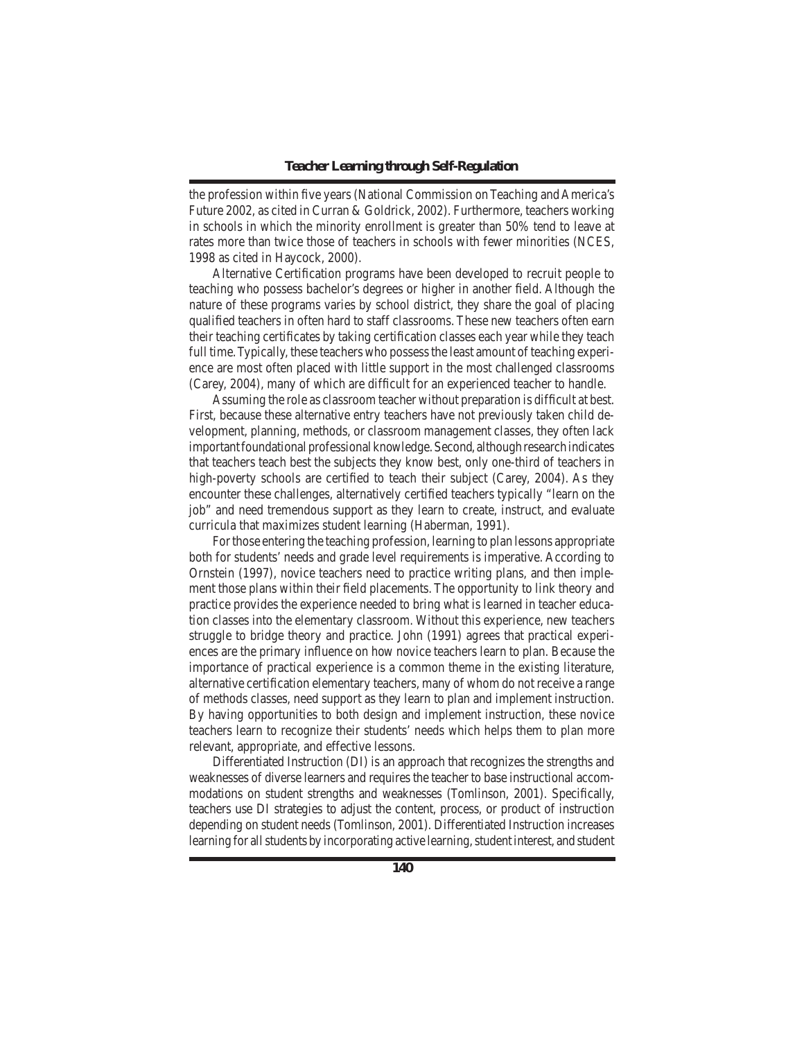the profession within five years (National Commission on Teaching and America's Future 2002, as cited in Curran & Goldrick, 2002). Furthermore, teachers working in schools in which the minority enrollment is greater than 50% tend to leave at rates more than twice those of teachers in schools with fewer minorities (NCES, 1998 as cited in Haycock, 2000).

Alternative Certification programs have been developed to recruit people to teaching who possess bachelor's degrees or higher in another field. Although the nature of these programs varies by school district, they share the goal of placing qualified teachers in often hard to staff classrooms. These new teachers often earn their teaching certificates by taking certification classes each year while they teach full time. Typically, these teachers who possess the least amount of teaching experience are most often placed with little support in the most challenged classrooms (Carey, 2004), many of which are difficult for an experienced teacher to handle.

Assuming the role as classroom teacher without preparation is difficult at best. First, because these alternative entry teachers have not previously taken child development, planning, methods, or classroom management classes, they often lack important foundational professional knowledge. Second, although research indicates that teachers teach best the subjects they know best, only one-third of teachers in high-poverty schools are certified to teach their subject (Carey, 2004). As they encounter these challenges, alternatively certified teachers typically "learn on the job" and need tremendous support as they learn to create, instruct, and evaluate curricula that maximizes student learning (Haberman, 1991).

For those entering the teaching profession, learning to plan lessons appropriate both for students' needs and grade level requirements is imperative. According to Ornstein (1997), novice teachers need to practice writing plans, and then implement those plans within their field placements. The opportunity to link theory and practice provides the experience needed to bring what is learned in teacher education classes into the elementary classroom. Without this experience, new teachers struggle to bridge theory and practice. John (1991) agrees that practical experiences are the primary influence on how novice teachers learn to plan. Because the importance of practical experience is a common theme in the existing literature, alternative certification elementary teachers, many of whom do not receive a range of methods classes, need support as they learn to plan and implement instruction. By having opportunities to both design and implement instruction, these novice teachers learn to recognize their students' needs which helps them to plan more relevant, appropriate, and effective lessons.

Differentiated Instruction (DI) is an approach that recognizes the strengths and weaknesses of diverse learners and requires the teacher to base instructional accommodations on student strengths and weaknesses (Tomlinson, 2001). Specifically, teachers use DI strategies to adjust the content, process, or product of instruction depending on student needs (Tomlinson, 2001). Differentiated Instruction increases learning for all students by incorporating active learning, student interest, and student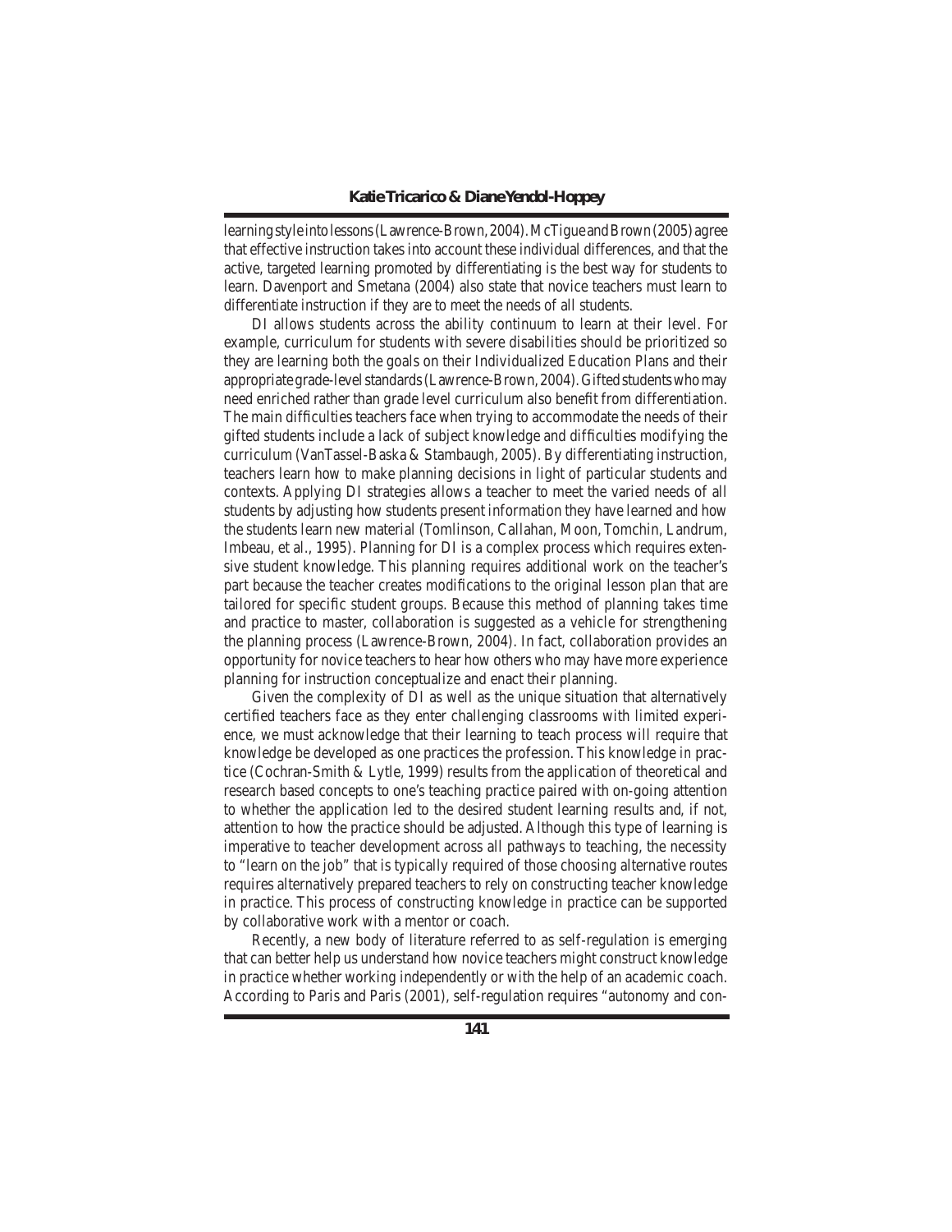learning style into lessons (Lawrence-Brown, 2004). McTigue and Brown (2005) agree that effective instruction takes into account these individual differences, and that the active, targeted learning promoted by differentiating is the best way for students to learn. Davenport and Smetana (2004) also state that novice teachers must learn to differentiate instruction if they are to meet the needs of all students.

DI allows students across the ability continuum to learn at their level. For example, curriculum for students with severe disabilities should be prioritized so they are learning both the goals on their Individualized Education Plans and their appropriate grade-level standards (Lawrence-Brown, 2004). Gifted students who may need enriched rather than grade level curriculum also benefit from differentiation. The main difficulties teachers face when trying to accommodate the needs of their gifted students include a lack of subject knowledge and difficulties modifying the curriculum (VanTassel-Baska & Stambaugh, 2005). By differentiating instruction, teachers learn how to make planning decisions in light of particular students and contexts. Applying DI strategies allows a teacher to meet the varied needs of all students by adjusting how students present information they have learned and how the students learn new material (Tomlinson, Callahan, Moon, Tomchin, Landrum, Imbeau, et al., 1995). Planning for DI is a complex process which requires extensive student knowledge. This planning requires additional work on the teacher's part because the teacher creates modifications to the original lesson plan that are tailored for specific student groups. Because this method of planning takes time and practice to master, collaboration is suggested as a vehicle for strengthening the planning process (Lawrence-Brown, 2004). In fact, collaboration provides an opportunity for novice teachers to hear how others who may have more experience planning for instruction conceptualize and enact their planning.

Given the complexity of DI as well as the unique situation that alternatively certified teachers face as they enter challenging classrooms with limited experience, we must acknowledge that their learning to teach process will require that knowledge be developed as one practices the profession. This knowledge *in* practice (Cochran-Smith & Lytle, 1999) results from the application of theoretical and research based concepts to one's teaching practice paired with on-going attention to whether the application led to the desired student learning results and, if not, attention to how the practice should be adjusted. Although this type of learning is imperative to teacher development across all pathways to teaching, the necessity to "learn on the job" that is typically required of those choosing alternative routes requires alternatively prepared teachers to rely on constructing teacher knowledge *in* practice. This process of constructing knowledge *in* practice can be supported by collaborative work with a mentor or coach.

Recently, a new body of literature referred to as self-regulation is emerging that can better help us understand how novice teachers might construct knowledge in practice whether working independently or with the help of an academic coach. According to Paris and Paris (2001), self-regulation requires "autonomy and con-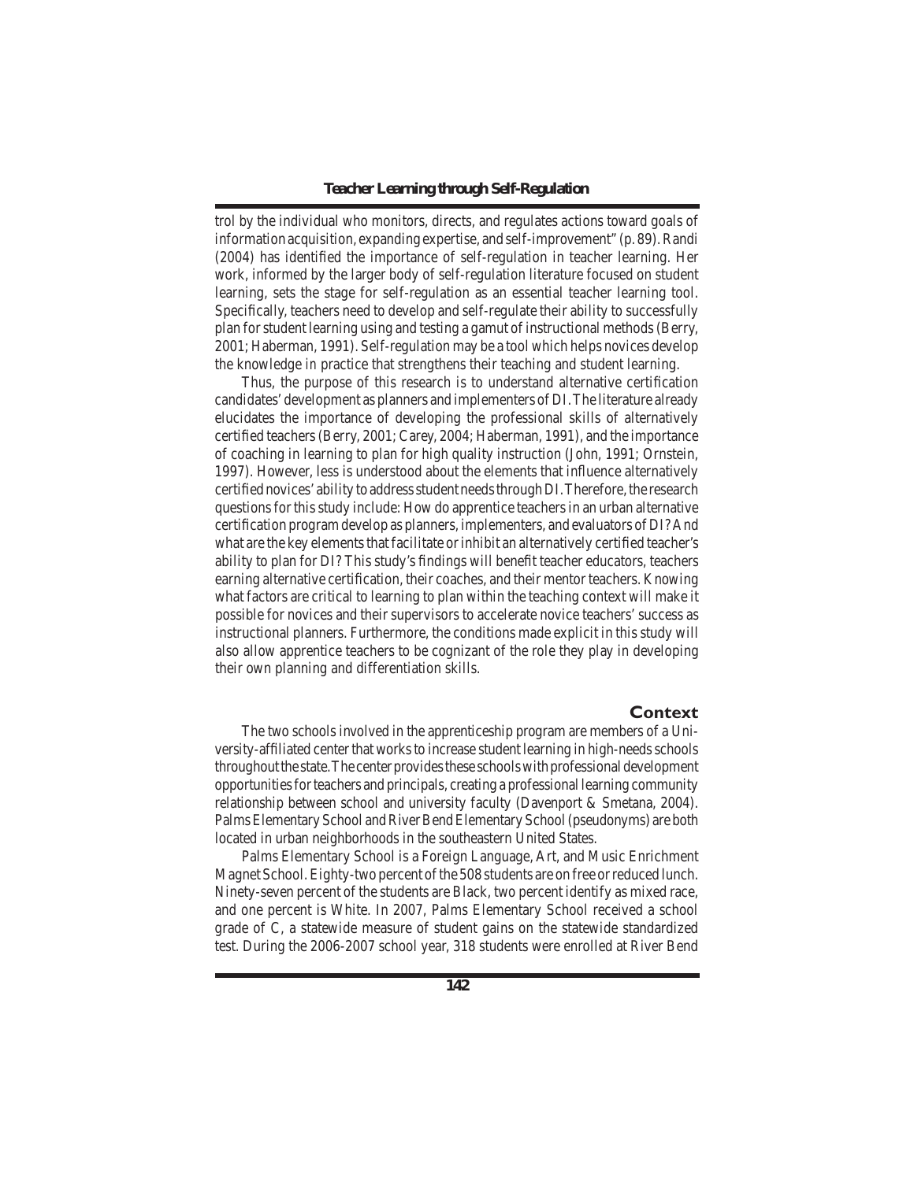trol by the individual who monitors, directs, and regulates actions toward goals of information acquisition, expanding expertise, and self-improvement" (p. 89). Randi (2004) has identified the importance of self-regulation in teacher learning. Her work, informed by the larger body of self-regulation literature focused on student learning, sets the stage for self-regulation as an essential teacher learning tool. Specifically, teachers need to develop and self-regulate their ability to successfully plan for student learning using and testing a gamut of instructional methods (Berry, 2001; Haberman, 1991). Self-regulation may be a tool which helps novices develop the knowledge *in* practice that strengthens their teaching and student learning.

Thus, the purpose of this research is to understand alternative certification candidates' development as planners and implementers of DI. The literature already elucidates the importance of developing the professional skills of alternatively certified teachers (Berry, 2001; Carey, 2004; Haberman, 1991), and the importance of coaching in learning to plan for high quality instruction (John, 1991; Ornstein, 1997). However, less is understood about the elements that influence alternatively certified novices' ability to address student needs through DI. Therefore, the research questions for this study include: How do apprentice teachers in an urban alternative certification program develop as planners, implementers, and evaluators of DI? And what are the key elements that facilitate or inhibit an alternatively certified teacher's ability to plan for DI? This study's findings will benefit teacher educators, teachers earning alternative certification, their coaches, and their mentor teachers. Knowing what factors are critical to learning to plan within the teaching context will make it possible for novices and their supervisors to accelerate novice teachers' success as instructional planners. Furthermore, the conditions made explicit in this study will also allow apprentice teachers to be cognizant of the role they play in developing their own planning and differentiation skills.

## Context

The two schools involved in the apprenticeship program are members of a University-affiliated center that works to increase student learning in high-needs schools throughout the state. The center provides these schools with professional development opportunities for teachers and principals, creating a professional learning community relationship between school and university faculty (Davenport & Smetana, 2004). Palms Elementary School and River Bend Elementary School (pseudonyms) are both located in urban neighborhoods in the southeastern United States.

Palms Elementary School is a Foreign Language, Art, and Music Enrichment Magnet School. Eighty-two percent of the 508 students are on free or reduced lunch. Ninety-seven percent of the students are Black, two percent identify as mixed race, and one percent is White. In 2007, Palms Elementary School received a school grade of C, a statewide measure of student gains on the statewide standardized test. During the 2006-2007 school year, 318 students were enrolled at River Bend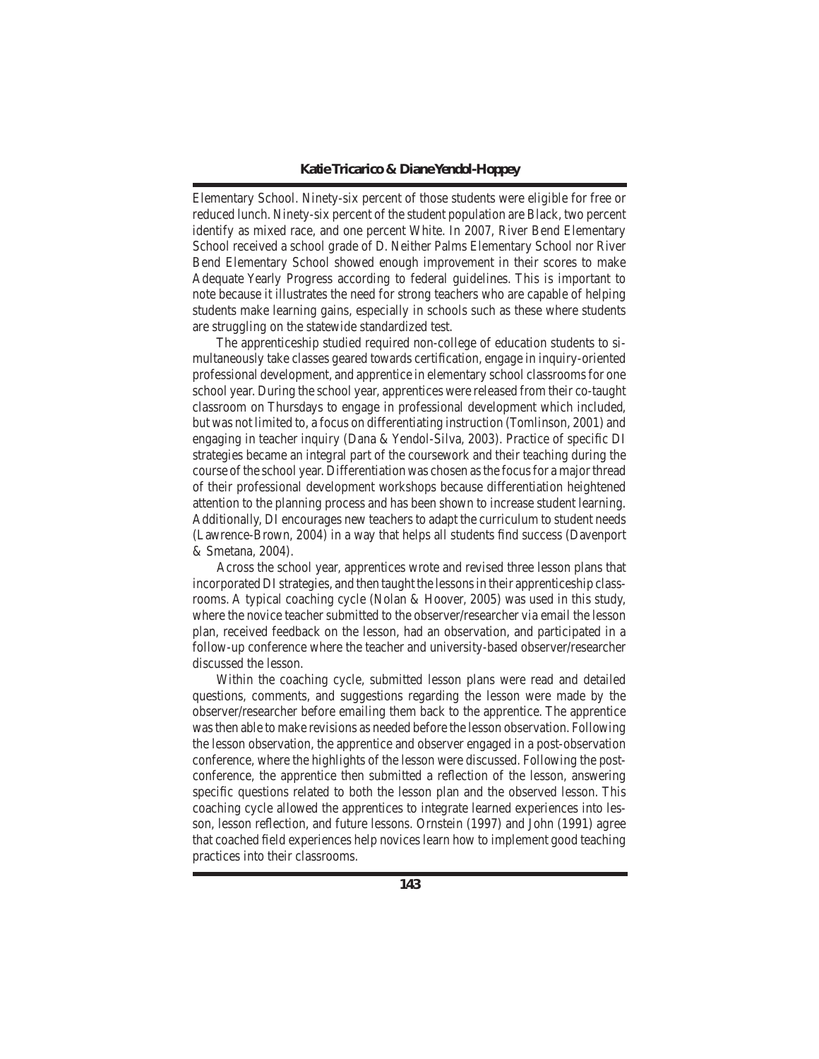Elementary School. Ninety-six percent of those students were eligible for free or reduced lunch. Ninety-six percent of the student population are Black, two percent identify as mixed race, and one percent White. In 2007, River Bend Elementary School received a school grade of D. Neither Palms Elementary School nor River Bend Elementary School showed enough improvement in their scores to make Adequate Yearly Progress according to federal guidelines. This is important to note because it illustrates the need for strong teachers who are capable of helping students make learning gains, especially in schools such as these where students are struggling on the statewide standardized test.

The apprenticeship studied required non-college of education students to simultaneously take classes geared towards certification, engage in inquiry-oriented professional development, and apprentice in elementary school classrooms for one school year. During the school year, apprentices were released from their co-taught classroom on Thursdays to engage in professional development which included, but was not limited to, a focus on differentiating instruction (Tomlinson, 2001) and engaging in teacher inquiry (Dana & Yendol-Silva, 2003). Practice of specific DI strategies became an integral part of the coursework and their teaching during the course of the school year. Differentiation was chosen as the focus for a major thread of their professional development workshops because differentiation heightened attention to the planning process and has been shown to increase student learning. Additionally, DI encourages new teachers to adapt the curriculum to student needs (Lawrence-Brown, 2004) in a way that helps all students find success (Davenport & Smetana, 2004).

Across the school year, apprentices wrote and revised three lesson plans that incorporated DI strategies, and then taught the lessons in their apprenticeship classrooms. A typical coaching cycle (Nolan & Hoover, 2005) was used in this study, where the novice teacher submitted to the observer/researcher via email the lesson plan, received feedback on the lesson, had an observation, and participated in a follow-up conference where the teacher and university-based observer/researcher discussed the lesson.

Within the coaching cycle, submitted lesson plans were read and detailed questions, comments, and suggestions regarding the lesson were made by the observer/researcher before emailing them back to the apprentice. The apprentice was then able to make revisions as needed before the lesson observation. Following the lesson observation, the apprentice and observer engaged in a post-observation conference, where the highlights of the lesson were discussed. Following the post-conference, the apprentice then submitted a reflection of the lesson, answering specific questions related to both the lesson plan and the observed lesson. This coaching cycle allowed the apprentices to integrate learned experiences into lesson, lesson reflection, and future lessons. Ornstein (1997) and John (1991) agree that coached field experiences help novices learn how to implement good teaching practices into their classrooms.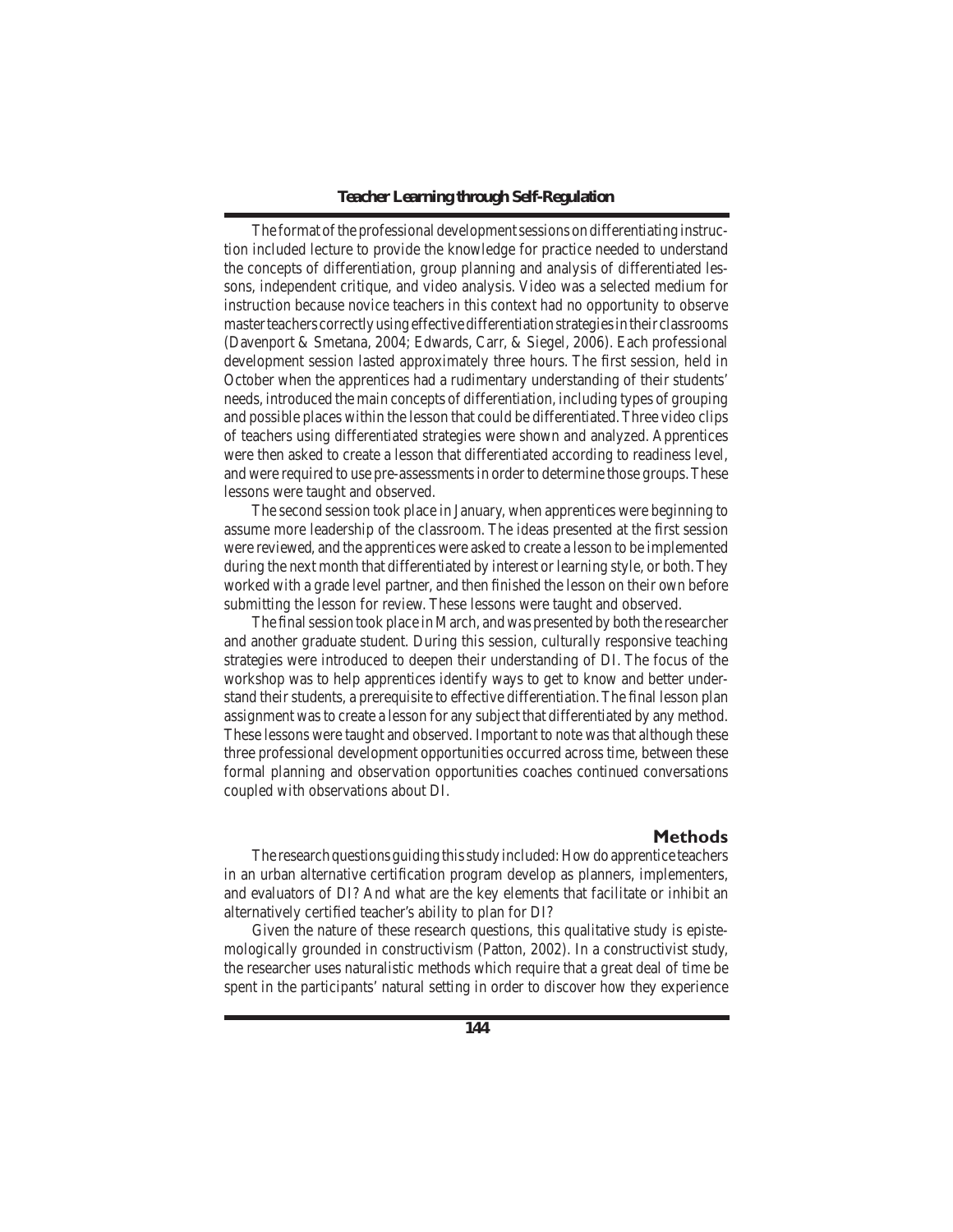The format of the professional development sessions on differentiating instruction included lecture to provide the knowledge for practice needed to understand the concepts of differentiation, group planning and analysis of differentiated lessons, independent critique, and video analysis. Video was a selected medium for instruction because novice teachers in this context had no opportunity to observe master teachers correctly using effective differentiation strategies in their classrooms (Davenport & Smetana, 2004; Edwards, Carr, & Siegel, 2006). Each professional development session lasted approximately three hours. The first session, held in October when the apprentices had a rudimentary understanding of their students' needs, introduced the main concepts of differentiation, including types of grouping and possible places within the lesson that could be differentiated. Three video clips of teachers using differentiated strategies were shown and analyzed. Apprentices were then asked to create a lesson that differentiated according to readiness level, and were required to use pre-assessments in order to determine those groups. These lessons were taught and observed.

The second session took place in January, when apprentices were beginning to assume more leadership of the classroom. The ideas presented at the first session were reviewed, and the apprentices were asked to create a lesson to be implemented during the next month that differentiated by interest or learning style, or both. They worked with a grade level partner, and then finished the lesson on their own before submitting the lesson for review. These lessons were taught and observed.

The final session took place in March, and was presented by both the researcher and another graduate student. During this session, culturally responsive teaching strategies were introduced to deepen their understanding of DI. The focus of the workshop was to help apprentices identify ways to get to know and better understand their students, a prerequisite to effective differentiation. The final lesson plan assignment was to create a lesson for any subject that differentiated by any method. These lessons were taught and observed. Important to note was that although these three professional development opportunities occurred across time, between these formal planning and observation opportunities coaches continued conversations coupled with observations about DI.

## Methods

The research questions guiding this study included: How do apprentice teachers in an urban alternative certification program develop as planners, implementers, and evaluators of DI? And what are the key elements that facilitate or inhibit an alternatively certified teacher's ability to plan for DI?

Given the nature of these research questions, this qualitative study is epistemologically grounded in constructivism (Patton, 2002). In a constructivist study, the researcher uses naturalistic methods which require that a great deal of time be spent in the participants' natural setting in order to discover how they experience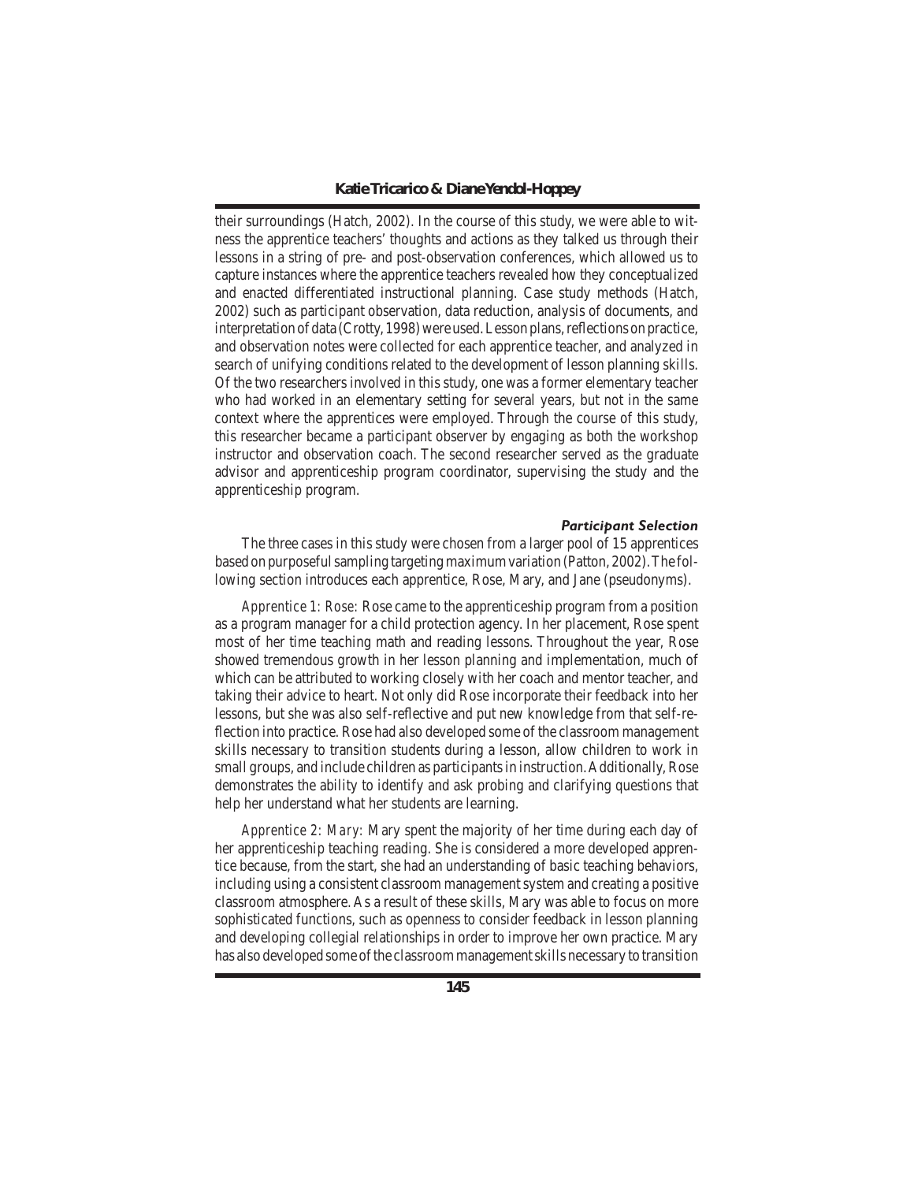their surroundings (Hatch, 2002). In the course of this study, we were able to witness the apprentice teachers' thoughts and actions as they talked us through their lessons in a string of pre- and post-observation conferences, which allowed us to capture instances where the apprentice teachers revealed how they conceptualized and enacted differentiated instructional planning. Case study methods (Hatch, 2002) such as participant observation, data reduction, analysis of documents, and interpretation of data (Crotty, 1998) were used. Lesson plans, reflections on practice, and observation notes were collected for each apprentice teacher, and analyzed in search of unifying conditions related to the development of lesson planning skills. Of the two researchers involved in this study, one was a former elementary teacher who had worked in an elementary setting for several years, but not in the same context where the apprentices were employed. Through the course of this study, this researcher became a participant observer by engaging as both the workshop instructor and observation coach. The second researcher served as the graduate advisor and apprenticeship program coordinator, supervising the study and the apprenticeship program.

### *Participant Selection*

The three cases in this study were chosen from a larger pool of 15 apprentices based on purposeful sampling targeting maximum variation (Patton, 2002). The following section introduces each apprentice, Rose, Mary, and Jane (pseudonyms).

*Apprentice 1: Rose:* Rose came to the apprenticeship program from a position as a program manager for a child protection agency. In her placement, Rose spent most of her time teaching math and reading lessons. Throughout the year, Rose showed tremendous growth in her lesson planning and implementation, much of which can be attributed to working closely with her coach and mentor teacher, and taking their advice to heart. Not only did Rose incorporate their feedback into her lessons, but she was also self-reflective and put new knowledge from that self-reflection into practice. Rose had also developed some of the classroom management skills necessary to transition students during a lesson, allow children to work in small groups, and include children as participants in instruction. Additionally, Rose demonstrates the ability to identify and ask probing and clarifying questions that help her understand what her students are learning.

*Apprentice 2: Mary:* Mary spent the majority of her time during each day of her apprenticeship teaching reading. She is considered a more developed apprentice because, from the start, she had an understanding of basic teaching behaviors, including using a consistent classroom management system and creating a positive classroom atmosphere. As a result of these skills, Mary was able to focus on more sophisticated functions, such as openness to consider feedback in lesson planning and developing collegial relationships in order to improve her own practice. Mary has also developed some of the classroom management skills necessary to transition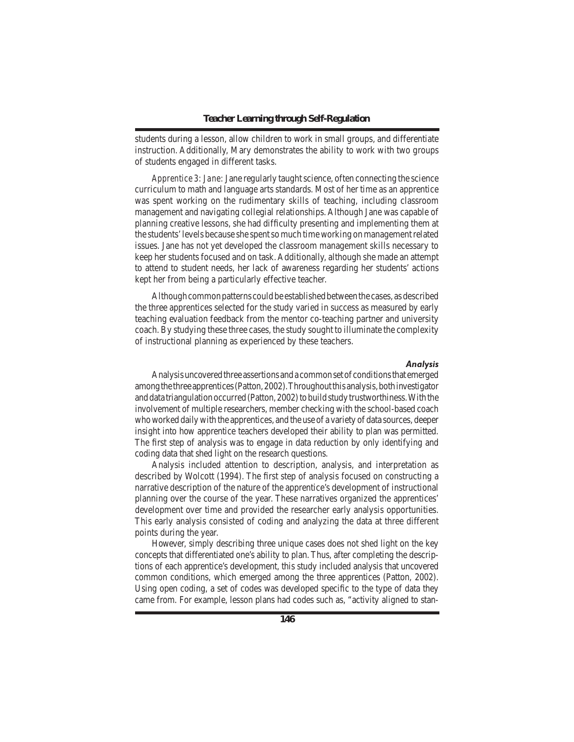students during a lesson, allow children to work in small groups, and differentiate instruction. Additionally, Mary demonstrates the ability to work with two groups of students engaged in different tasks.

*Apprentice 3: Jane:* Jane regularly taught science, often connecting the science curriculum to math and language arts standards. Most of her time as an apprentice was spent working on the rudimentary skills of teaching, including classroom management and navigating collegial relationships. Although Jane was capable of planning creative lessons, she had difficulty presenting and implementing them at the students' levels because she spent so much time working on management related issues. Jane has not yet developed the classroom management skills necessary to keep her students focused and on task. Additionally, although she made an attempt to attend to student needs, her lack of awareness regarding her students' actions kept her from being a particularly effective teacher.

Although common patterns could be established between the cases, as described the three apprentices selected for the study varied in success as measured by early teaching evaluation feedback from the mentor co-teaching partner and university coach. By studying these three cases, the study sought to illuminate the complexity of instructional planning as experienced by these teachers.

### *Analysis*

Analysis uncovered three assertions and a common set of conditions that emerged among the three apprentices (Patton, 2002). Throughout this analysis, both investigator and data triangulation occurred (Patton, 2002) to build study trustworthiness. With the involvement of multiple researchers, member checking with the school-based coach who worked daily with the apprentices, and the use of a variety of data sources, deeper insight into how apprentice teachers developed their ability to plan was permitted. The first step of analysis was to engage in data reduction by only identifying and coding data that shed light on the research questions.

Analysis included attention to description, analysis, and interpretation as described by Wolcott (1994). The first step of analysis focused on constructing a narrative description of the nature of the apprentice's development of instructional planning over the course of the year. These narratives organized the apprentices' development over time and provided the researcher early analysis opportunities. This early analysis consisted of coding and analyzing the data at three different points during the year.

However, simply describing three unique cases does not shed light on the key concepts that differentiated one's ability to plan. Thus, after completing the descriptions of each apprentice's development, this study included analysis that uncovered common conditions, which emerged among the three apprentices (Patton, 2002). Using open coding, a set of codes was developed specific to the type of data they came from. For example, lesson plans had codes such as, "activity aligned to stan-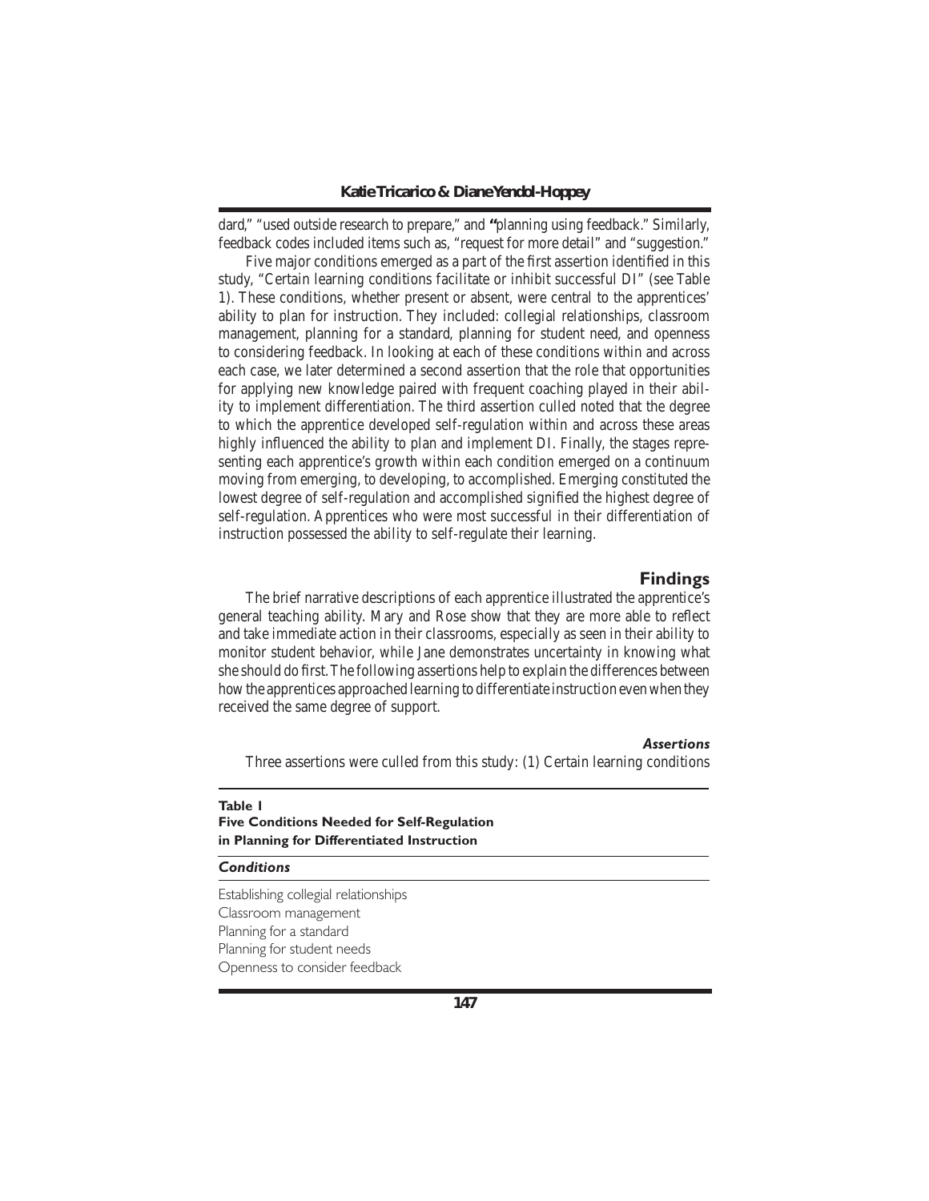dard," "used outside research to prepare," and "planning using feedback." Similarly, feedback codes included items such as, "request for more detail" and "suggestion."

Five major conditions emerged as a part of the first assertion identified in this study, "Certain learning conditions facilitate or inhibit successful DI" (see Table 1). These conditions, whether present or absent, were central to the apprentices' ability to plan for instruction. They included: collegial relationships, classroom management, planning for a standard, planning for student need, and openness to considering feedback. In looking at each of these conditions within and across each case, we later determined a second assertion that the role that opportunities for applying new knowledge paired with frequent coaching played in their ability to implement differentiation. The third assertion culled noted that the degree to which the apprentice developed self-regulation within and across these areas highly influenced the ability to plan and implement DI. Finally, the stages representing each apprentice's growth within each condition emerged on a continuum moving from emerging, to developing, to accomplished. Emerging constituted the lowest degree of self-regulation and accomplished signified the highest degree of self-regulation. Apprentices who were most successful in their differentiation of instruction possessed the ability to self-regulate their learning.

## Findings

The brief narrative descriptions of each apprentice illustrated the apprentice's general teaching ability. Mary and Rose show that they are more able to reflect and take immediate action in their classrooms, especially as seen in their ability to monitor student behavior, while Jane demonstrates especially uncertainty in knowing what she should do first. The following assertions help to explain the differences between how the apprentices approached learning to differentiate instruction even when they received the same degree of support.

### *Assertions*

Three assertions were culled from this study: (1) Certain learning conditions

**Table 1**
**Five Conditions Needed for Self-Regulation in Planning for Differentiated Instruction**

| *Conditions* |
| --- |
| Establishing collegial relationships |
| Classroom management |
| Planning for a standard |
| Planning for student needs |
| Openness to consider feedback |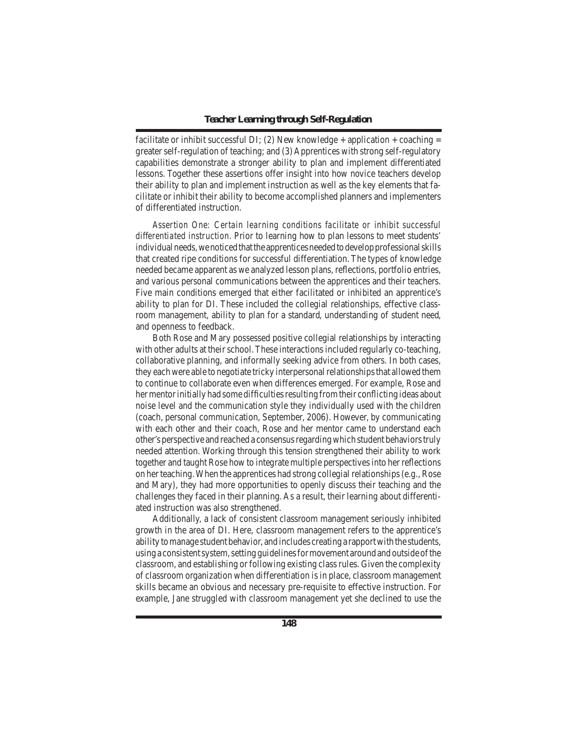facilitate or inhibit successful DI; (2) New knowledge + application + coaching = greater self-regulation of teaching; and (3) Apprentices with strong self-regulatory capabilities demonstrate a stronger ability to plan and implement differentiated lessons. Together these assertions offer insight into how novice teachers develop their ability to plan and implement instruction as well as the key elements that facilitate or inhibit their ability to become accomplished planners and implementers of differentiated instruction.

*Assertion One: Certain learning conditions facilitate or inhibit successful differentiated instruction.* Prior to learning how to plan lessons to meet students' individual needs, we noticed that the apprentices needed to develop professional skills that created ripe conditions for successful differentiation. The types of knowledge needed became apparent as we analyzed lesson plans, reflections, portfolio entries, and various personal communications between the apprentices and their teachers. Five main conditions emerged that either facilitated or inhibited an apprentice's ability to plan for DI. These included the collegial relationships, effective classroom management, ability to plan for a standard, understanding of student need, and openness to feedback.

Both Rose and Mary possessed positive collegial relationships by interacting with other adults at their school. These interactions included regularly co-teaching, collaborative planning, and informally seeking advice from others. In both cases, they each were able to negotiate tricky interpersonal relationships that allowed them to continue to collaborate even when differences emerged. For example, Rose and her mentor initially had some difficulties resulting from their conflicting ideas about noise level and the communication style they individually used with the children (coach, personal communication, September, 2006). However, by communicating with each other and their coach, Rose and her mentor came to understand each other's perspective and reached a consensus regarding which student behaviors truly needed attention. Working through this tension strengthened their ability to work together and taught Rose how to integrate multiple perspectives into her reflections on her teaching. When the apprentices had strong collegial relationships (e.g., Rose and Mary), they had more opportunities to openly discuss their teaching and the challenges they faced in their planning. As a result, their learning about differentiated instruction was also strengthened.

Additionally, a lack of consistent classroom management seriously inhibited growth in the area of DI. Here, classroom management refers to the apprentice's ability to manage student behavior, and includes creating a rapport with the students, using a consistent system, setting guidelines for movement around and outside of the classroom, and establishing or following existing class rules. Given the complexity of classroom organization when differentiation is in place, classroom management skills became an obvious and necessary pre-requisite to effective instruction. For example, Jane struggled with classroom management yet she declined to use the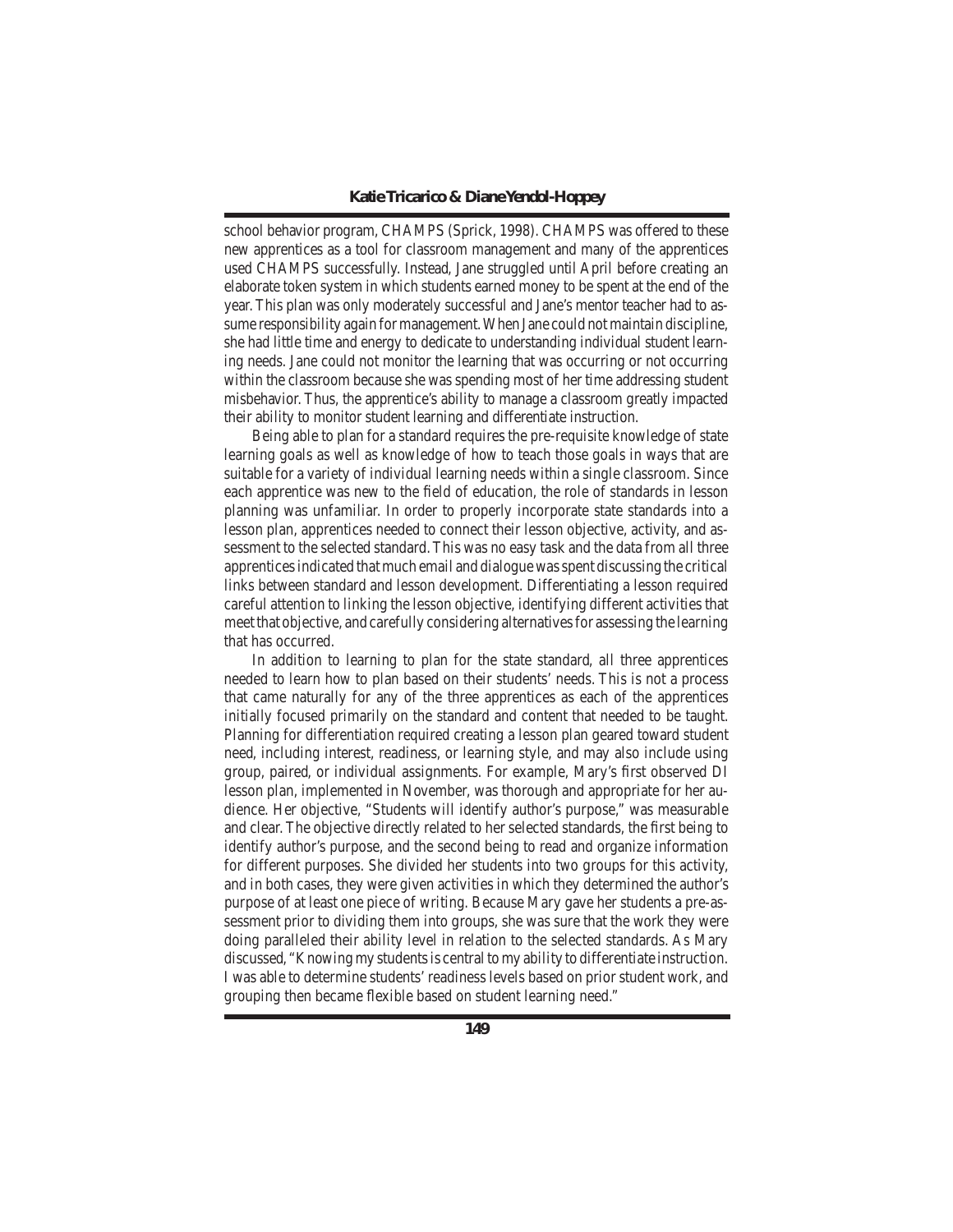school behavior program, CHAMPS (Sprick, 1998). CHAMPS was offered to these new apprentices as a tool for classroom management and many of the apprentices used CHAMPS successfully. Instead, Jane struggled until April before creating an elaborate token system in which students earned money to be spent at the end of the year. This plan was only moderately successful and Jane's mentor teacher had to assume responsibility again for management. When Jane could not maintain discipline, she had little time and energy to dedicate to understanding individual student learning needs. Jane could not monitor the learning that was occurring or not occurring within the classroom because she was spending most of her time addressing student misbehavior. Thus, the apprentice's ability to manage a classroom greatly impacted their ability to monitor student learning and differentiate instruction.

Being able to plan for a standard requires the pre-requisite knowledge of state learning goals as well as knowledge of how to teach those goals in ways that are suitable for a variety of individual learning needs within a single classroom. Since each apprentice was new to the field of education, the role of standards in lesson planning was unfamiliar. In order to properly incorporate state standards into a lesson plan, apprentices needed to connect their lesson objective, activity, and assessment to the selected standard. This was no easy task and the data from all three apprentices indicated that much email and dialogue was spent discussing the critical links between standard and lesson development. Differentiating a lesson required careful attention to linking the lesson objective, identifying different activities that meet that objective, and carefully considering alternatives for assessing the learning that has occurred.

In addition to learning to plan for the state standard, all three apprentices needed to learn how to plan based on their students' needs. This is not a process that came naturally for any of the three apprentices as each of the apprentices initially focused primarily on the standard and content that needed to be taught. Planning for differentiation required creating a lesson plan geared toward student need, including interest, readiness, or learning style, and may also include using group, paired, or individual assignments. For example, Mary's first observed DI lesson plan, implemented in November, was thorough and appropriate for her audience. Her objective, "Students will identify author's purpose," was measurable and clear. The objective directly related to her selected standards, the first being to identify author's purpose, and the second being to read and organize information for different purposes. She divided her students into two groups for this activity, and in both cases, they were given activities in which they determined the author's purpose of at least one piece of writing. Because Mary gave her students a pre-assessment prior to dividing them into groups, she was sure that the work they were doing paralleled their ability level in relation to the selected standards. As Mary discussed, "Knowing my students is central to my ability to differentiate instruction. I was able to determine students' readiness levels based on prior student work, and grouping then became flexible based on student learning need."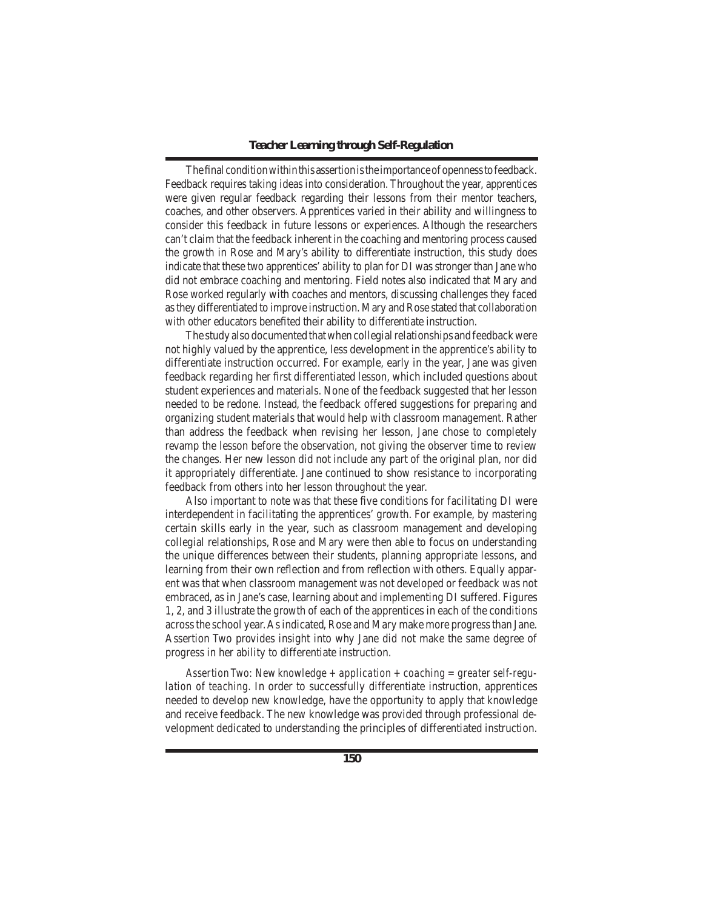The final condition within this assertion is the importance of openness to feedback. Feedback requires taking ideas into consideration. Throughout the year, apprentices were given regular feedback regarding their lessons from their mentor teachers, coaches, and other observers. Apprentices varied in their ability and willingness to consider this feedback in future lessons or experiences. Although the researchers can't claim that the feedback inherent in the coaching and mentoring process caused the growth in Rose and Mary's ability to differentiate instruction, this study does indicate that these two apprentices' ability to plan for DI was stronger than Jane who did not embrace coaching and mentoring. Field notes also indicated that Mary and Rose worked regularly with coaches and mentors, discussing challenges they faced as they differentiated to improve instruction. Mary and Rose stated that collaboration with other educators benefited their ability to differentiate instruction.

The study also documented that when collegial relationships and feedback were not highly valued by the apprentice, less development in the apprentice's ability to differentiate instruction occurred. For example, early in the year, Jane was given feedback regarding her first differentiated lesson, which included questions about student experiences and materials. None of the feedback suggested that her lesson needed to be redone. Instead, the feedback offered suggestions for preparing and organizing student materials that would help with classroom management. Rather than address the feedback when revising her lesson, Jane chose to completely revamp the lesson before the observation, not giving the observer time to review the changes. Her new lesson did not include any part of the original plan, nor did it appropriately differentiate. Jane continued to show resistance to incorporating feedback from others into her lesson throughout the year.

Also important to note was that these five conditions for facilitating DI were interdependent in facilitating the apprentices' growth. For example, by mastering certain skills early in the year, such as classroom management and developing collegial relationships, Rose and Mary were then able to focus on understanding the unique differences between their students, planning appropriate lessons, and learning from their own reflection and from reflection with others. Equally apparent was that when classroom management was not developed or feedback was not embraced, as in Jane's case, learning about and implementing DI suffered. Figures 1, 2, and 3 illustrate the growth of each of the apprentices in each of the conditions across the school year. As indicated, Rose and Mary make more progress than Jane. Assertion Two provides insight into why Jane did not make the same degree of progress in her ability to differentiate instruction.

*Assertion Two: New knowledge + application + coaching = greater self-regulation of teaching.* In order to successfully differentiate instruction, apprentices needed to develop new knowledge, have the opportunity to apply that knowledge and receive feedback. The new knowledge was provided through professional development dedicated to understanding the principles of differentiated instruction.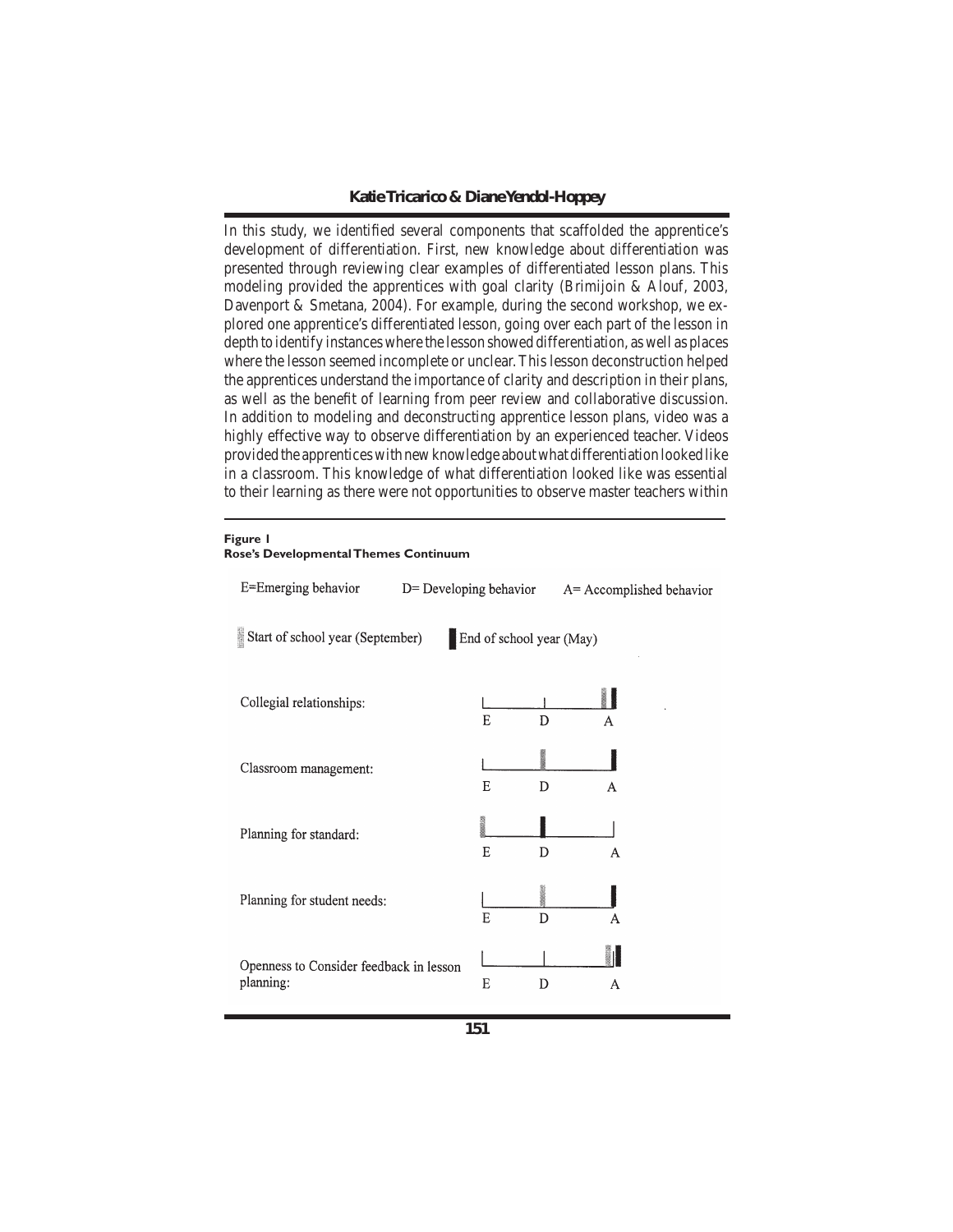In this study, we identified several components that scaffolded the apprentice's development of differentiation. First, new knowledge about differentiation was presented through reviewing clear examples of differentiated lesson plans. This modeling provided the apprentices with goal clarity (Brimijoin & Alouf, 2003, Davenport & Smetana, 2004). For example, during the second workshop, we explored one apprentice's differentiated lesson, going over each part of the lesson in depth to identify instances where the lesson showed differentiation, as well as places where the lesson seemed incomplete or unclear. This lesson deconstruction helped the apprentices understand the importance of clarity and description in their plans, as well as the benefit of learning from peer review and collaborative discussion. In addition to modeling and deconstructing apprentice lesson plans, video was a highly effective way to observe differentiation by an experienced teacher. Videos provided the apprentices with new knowledge about what differentiation looked like in a classroom. This knowledge of what differentiation looked like was essential to their learning as there were not opportunities to observe master teachers within

**Figure 1**
**Rose's Developmental Themes Continuum**

E=Emerging behavior D= Developing behavior A= Accomplished behavior

Start of school year (September) End of school year (May)

| Theme | Start of school year (September) | End of school year (May) |
| --- | --- | --- |
| Collegial relationships: | A | A |
| Classroom management: | D | A |
| Planning for standard: | E | D |
| Planning for student needs: | D | A |
| Openness to Consider feedback in lesson planning: | A | A |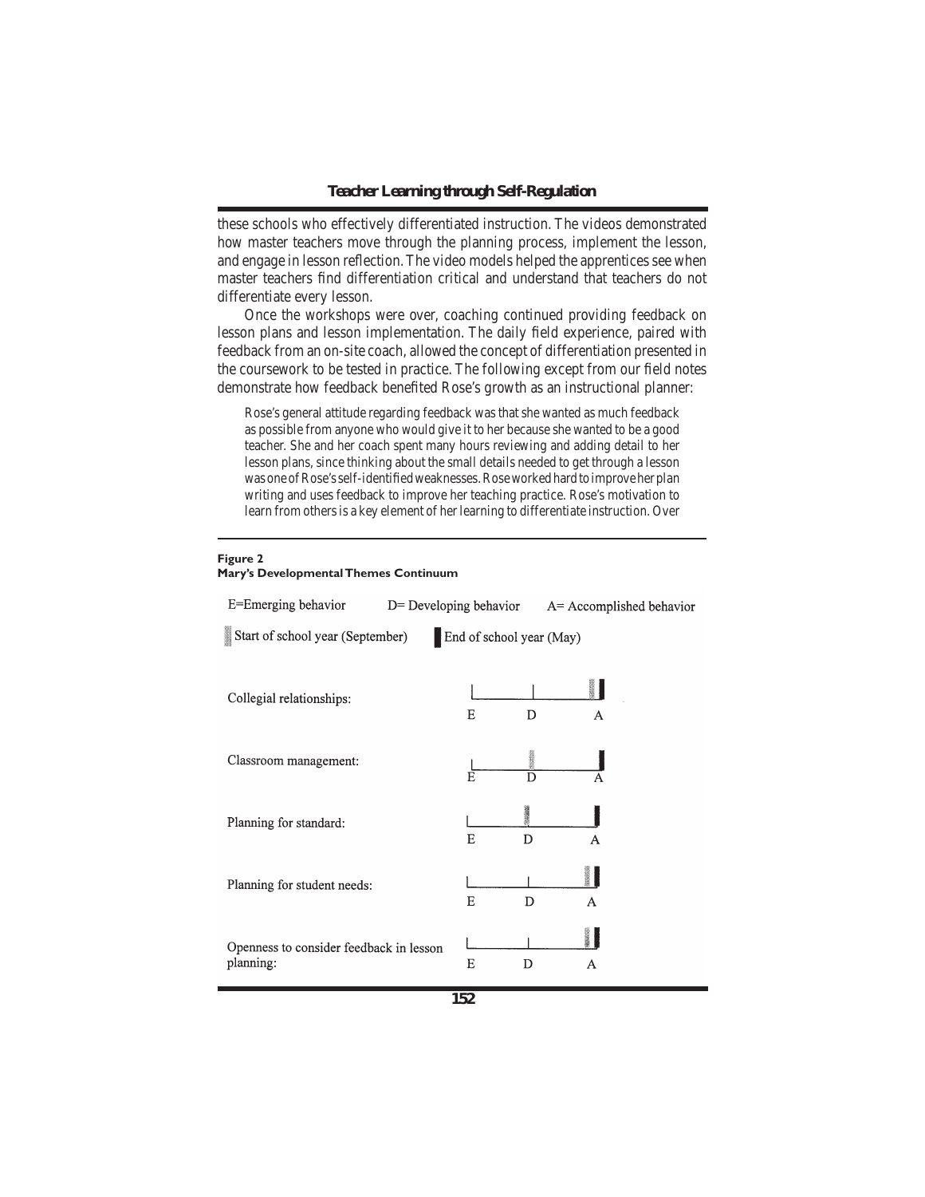these schools who effectively differentiated instruction. The videos demonstrated how master teachers move through the planning process, implement the lesson, and engage in lesson reflection. The video models helped the apprentices see when master teachers find differentiation critical and understand that teachers do not differentiate every lesson.

Once the workshops were over, coaching continued providing feedback on lesson plans and lesson implementation. The daily field experience, paired with feedback from an on-site coach, allowed the concept of differentiation presented in the coursework to be tested in practice. The following except from our field notes demonstrate how feedback benefited Rose's growth as an instructional planner:

> Rose's general attitude regarding feedback was that she wanted as much feedback as possible from anyone who would give it to her because she wanted to be a good teacher. She and her coach spent many hours reviewing and adding detail to her lesson plans, since thinking about the small details needed to get through a lesson was one of Rose's self-identified weaknesses. Rose worked hard to improve her plan writing and uses feedback to improve her teaching practice. Rose's motivation to learn from others is a key element of her learning to differentiate instruction. Over

**Figure 2**
**Mary's Developmental Themes Continuum**

E=Emerging behavior D= Developing behavior A= Accomplished behavior

Start of school year (September) End of school year (May)

| Theme | Start of school year (September) | End of school year (May) |
| --- | --- | --- |
| Collegial relationships: | A | A |
| Classroom management: | D | A |
| Planning for standard: | D | A |
| Planning for student needs: | A | A |
| Openness to consider feedback in lesson planning: | A | A |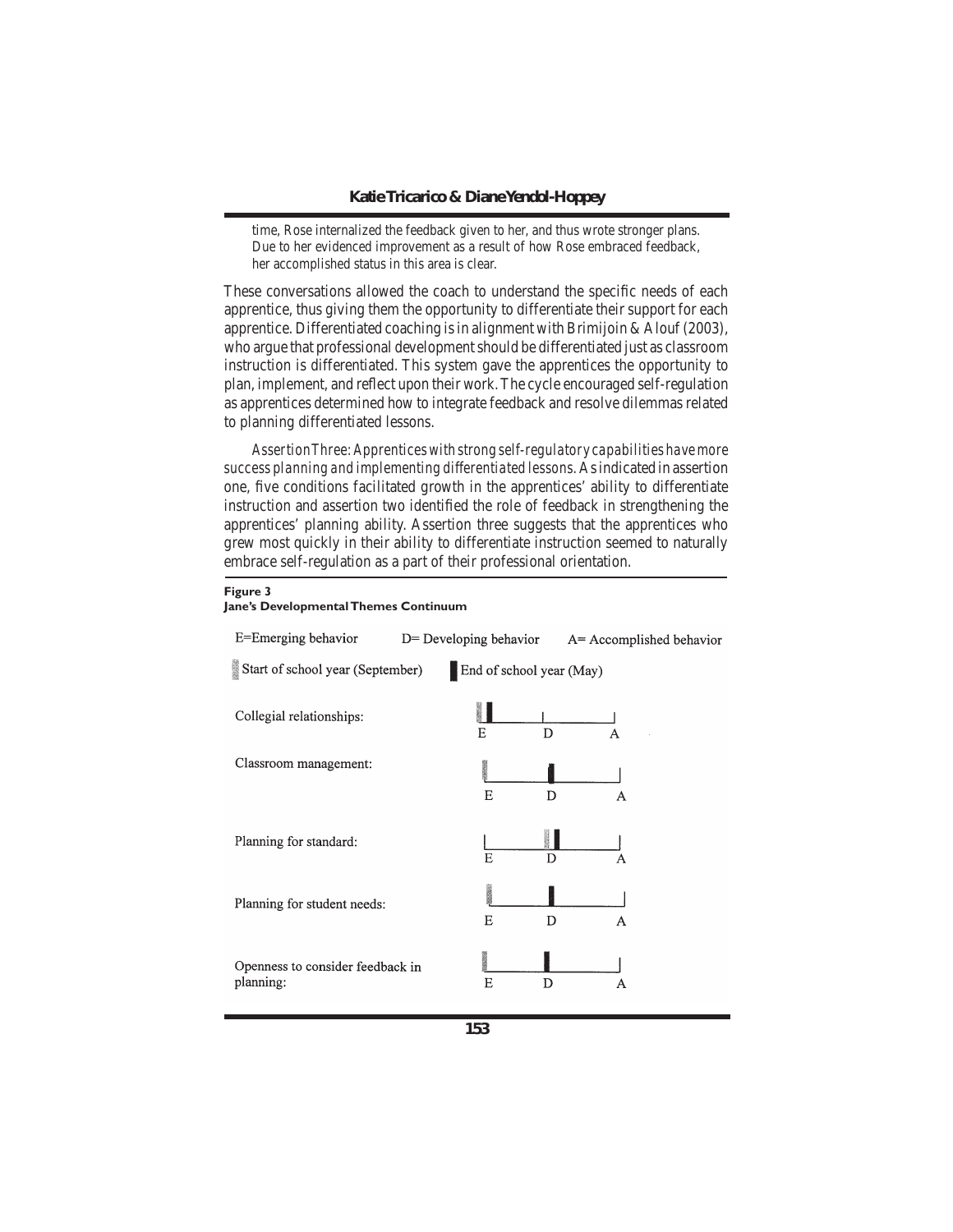time, Rose internalized the feedback given to her, and thus wrote stronger plans. Due to her evidenced improvement as a result of how Rose embraced feedback, her accomplished status in this area is clear.

These conversations allowed the coach to understand the specific needs of each apprentice, thus giving them the opportunity to differentiate their support for each apprentice. Differentiated coaching is in alignment with Brimijoin & Alouf (2003), who argue that professional development should be differentiated just as classroom instruction is differentiated. This system gave the apprentices the opportunity to plan, implement, and reflect upon their work. The cycle encouraged self-regulation as apprentices determined how to integrate feedback and resolve dilemmas related to planning differentiated lessons.

*Assertion Three: Apprentices with strong self-regulatory capabilities have more success planning and implementing differentiated lessons.* As indicated in assertion one, five conditions facilitated growth in the apprentices' ability to differentiate instruction and assertion two identified the role of feedback in strengthening the apprentices' planning ability. Assertion three suggests that the apprentices who grew most quickly in their ability to differentiate instruction seemed to naturally embrace self-regulation as a part of their professional orientation.

**Figure 3**
**Jane's Developmental Themes Continuum**

E=Emerging behavior D= Developing behavior A= Accomplished behavior

Start of school year (September) End of school year (May)

Collegial relationships: E D A

Classroom management: E D A

Planning for standard: E D A

Planning for student needs: E D A

Openness to consider feedback in planning: E D A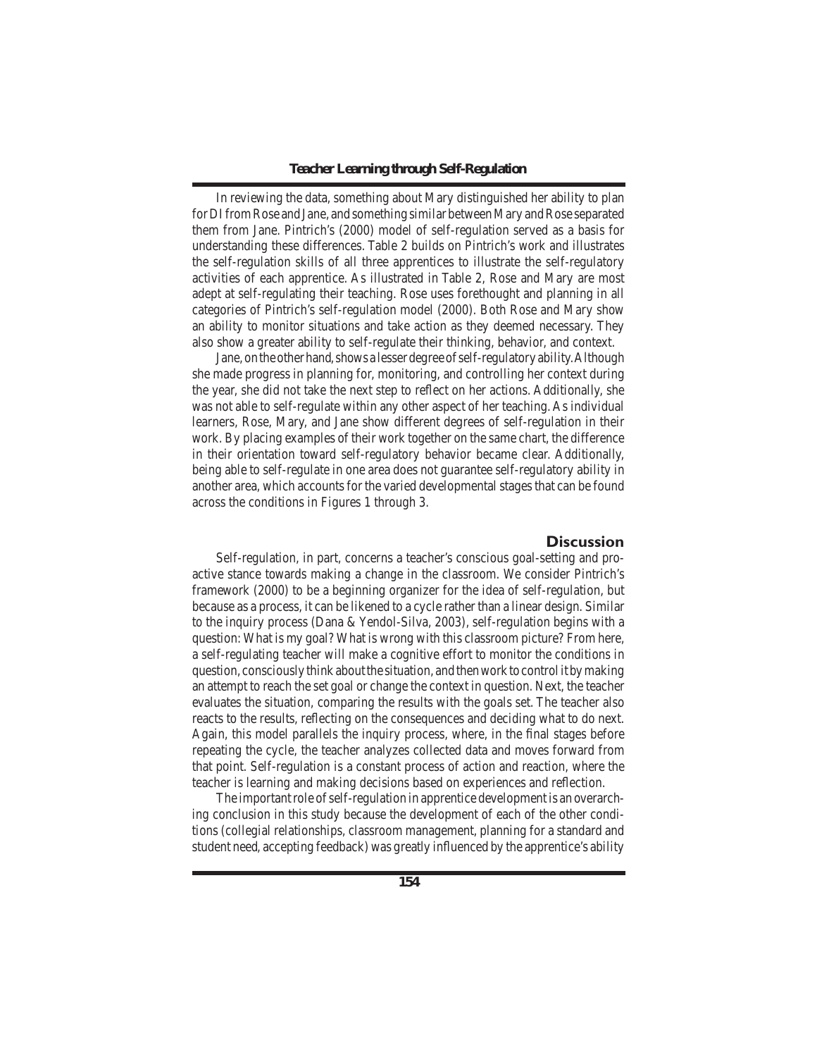In reviewing the data, something about Mary distinguished her ability to plan for DI from Rose and Jane, and something similar between Mary and Rose separated them from Jane. Pintrich's (2000) model of self-regulation served as a basis for understanding these differences. Table 2 builds on Pintrich's work and illustrates the self-regulation skills of all three apprentices to illustrate the self-regulatory activities of each apprentice. As illustrated in Table 2, Rose and Mary are most adept at self-regulating their teaching. Rose uses forethought and planning in all categories of Pintrich's self-regulation model (2000). Both Rose and Mary show an ability to monitor situations and take action as they deemed necessary. They also show a greater ability to self-regulate their thinking, behavior, and context.

Jane, on the other hand, shows a lesser degree of self-regulatory ability. Although she made progress in planning for, monitoring, and controlling her context during the year, she did not take the next step to reflect on her actions. Additionally, she was not able to self-regulate within any other aspect of her teaching. As individual learners, Rose, Mary, and Jane show different degrees of self-regulation in their work. By placing examples of their work together on the same chart, the difference in their orientation toward self-regulatory behavior became clear. Additionally, being able to self-regulate in one area does not guarantee self-regulatory ability in another area, which accounts for the varied developmental stages that can be found across the conditions in Figures 1 through 3.

## Discussion

Self-regulation, in part, concerns a teacher's conscious goal-setting and proactive stance towards making a change in the classroom. We consider Pintrich's framework (2000) to be a beginning organizer for the idea of self-regulation, but because as a process, it can be likened to a cycle rather than a linear design. Similar to the inquiry process (Dana & Yendol-Silva, 2003), self-regulation begins with a question: What is my goal? What is wrong with this classroom picture? From here, a self-regulating teacher will make a cognitive effort to monitor the conditions in question, consciously think about the situation, and then work to control it by making an attempt to reach the set goal or change the context in question. Next, the teacher evaluates the situation, comparing the results with the goals set. The teacher also reacts to the results, reflecting on the consequences and deciding what to do next. Again, this model parallels the inquiry process, where, in the final stages before repeating the cycle, the teacher analyzes collected data and moves forward from that point. Self-regulation is a constant process of action and reaction, where the teacher is learning and making decisions based on experiences and reflection.

The important role of self-regulation in apprentice development is an overarching conclusion in this study because the development of each of the other conditions (collegial relationships, classroom management, planning for a standard and student need, accepting feedback) was greatly influenced by the apprentice's ability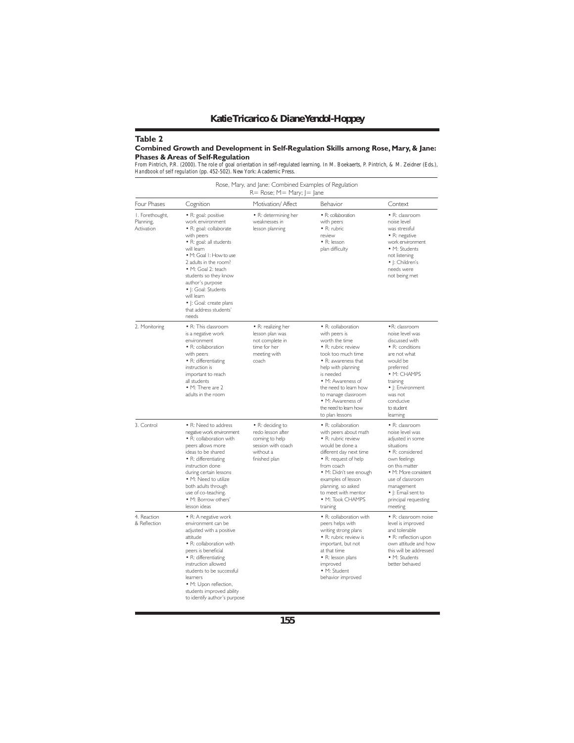## Table 2

### Combined Growth and Development in Self-Regulation Skills among Rose, Mary, & Jane: Phases & Areas of Self-Regulation

*From Pintrich, P.R. (2000). The role of goal orientation in self-regulated learning. In M. Boekaerts, P. Pintrich, & M. Zeidner (Eds.), Handbook of self regulation (pp. 452-502). New York: Academic Press.*

Rose, Mary, and Jane: Combined Examples of Regulation
R= Rose; M= Mary; J= Jane

| Four Phases | Cognition | Motivation/ Affect | Behavior | Context |
|---|---|---|---|---|
| 1. Forethought, Planning, Activation | • R: goal: positive work environment • R: goal: collaborate with peers • R: goal: all students will learn • M: Goal 1: How to use 2 adults in the room? • M: Goal 2: teach students so they know author's purpose • J: Goal: Students will learn • J: Goal: create plans that address students' needs | • R: determining her weaknesses in lesson planning | • R: collaboration with peers • R: rubric review • R: lesson plan difficulty | • R: classroom noise level was stressful • R: negative work environment • M: Students not listening • J: Children's needs were not being met |
| 2. Monitoring | • R: This classroom is a negative work environment • R: collaboration with peers • R: differentiating instruction is important to reach all students • M: There are 2 adults in the room | • R: realizing her lesson plan was not complete in time for her meeting with coach | • R: collaboration with peers is worth the time • R: rubric review took too much time • R: awareness that help with planning is needed • M: Awareness of the need to learn how to manage classroom • M: Awareness of the need to learn how to plan lessons | •R: classroom noise level was discussed with • R: conditions are not what would be preferred • M: CHAMPS training • J: Environment was not conducive to student learning |
| 3. Control | • R: Need to address negative work environment • R: collaboration with peers allows more ideas to be shared • R: differentiating instruction done during certain lessons • M: Need to utilize both adults through use of co-teaching. • M: Borrow others' lesson ideas | • R: deciding to redo lesson after coming to help session with coach without a finished plan | • R: collaboration with peers about math • R: rubric review would be done a different day next time • R: request of help from coach • M: Didn't see enough examples of lesson planning, so asked to meet with mentor • M: Took CHAMPS training | • R: classroom noise level was adjusted in some situations • R: considered own feelings on this matter • M: More consistent use of classroom management • J: Email sent to principal requesting meeting |
| 4. Reaction & Reflection | • R: A negative work environment can be adjusted with a positive attitude • R: collaboration with peers is beneficial • R: differentiating instruction allowed students to be successful learners • M: Upon reflection, students improved ability to identify author's purpose | | • R: collaboration with peers helps with writing strong plans • R: rubric review is important, but not at that time • R: lesson plans improved • M: Student behavior improved | • R: classroom noise level is improved and tolerable • R: reflection upon own attitude and how this will be addressed • M: Students better behaved |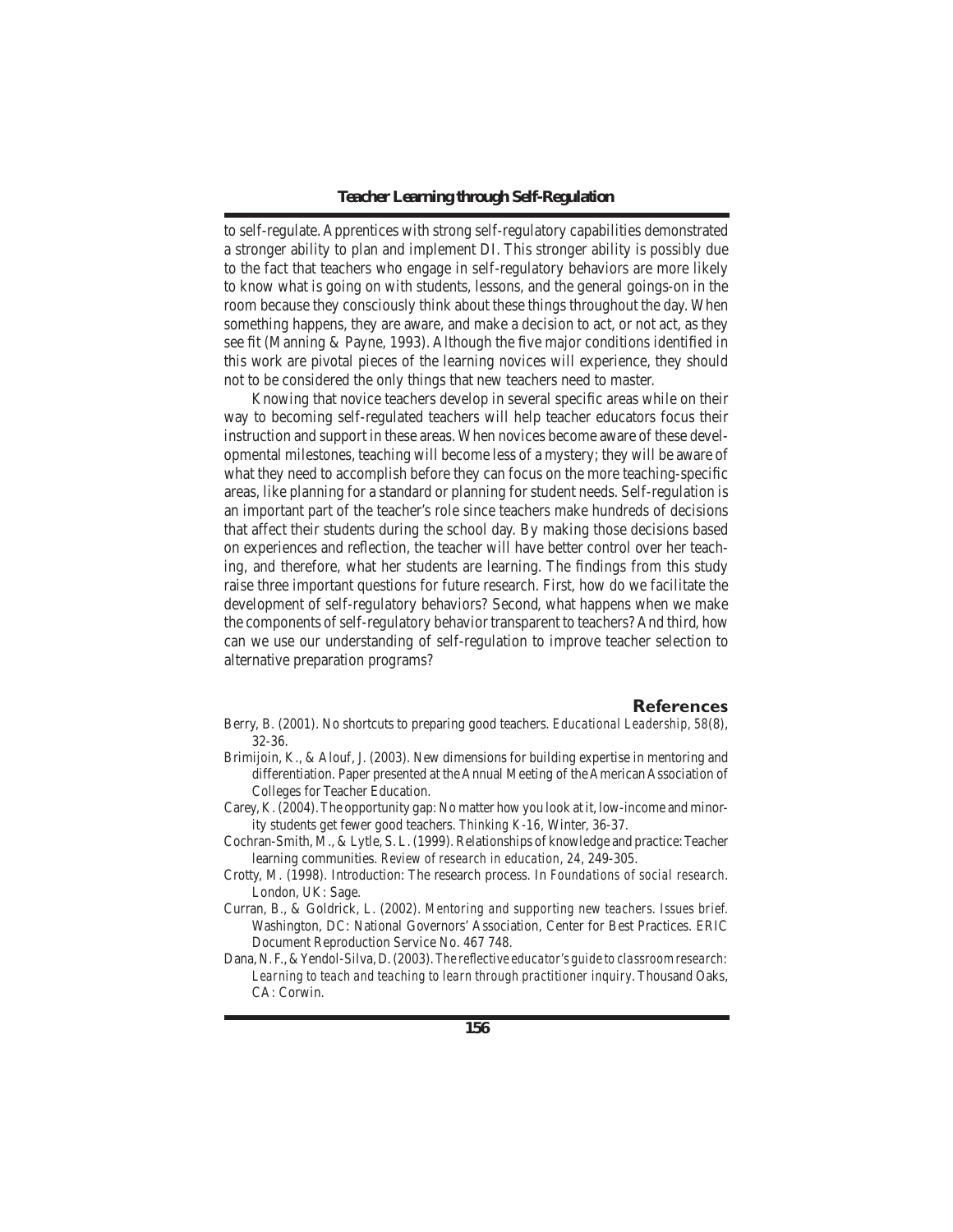to self-regulate. Apprentices with strong self-regulatory capabilities demonstrated a stronger ability to plan and implement DI. This stronger ability is possibly due to the fact that teachers who engage in self-regulatory behaviors are more likely to know what is going on with students, lessons, and the general goings-on in the room because they consciously think about these things throughout the day. When something happens, they are aware, and make a decision to act, or not act, as they see fit (Manning & Payne, 1993). Although the five major conditions identified in this work are pivotal pieces of the learning novices will experience, they should not to be considered the only things that new teachers need to master.

Knowing that novice teachers develop in several specific areas while on their way to becoming self-regulated teachers will help teacher educators focus their instruction and support in these areas. When novices become aware of these developmental milestones, teaching will become less of a mystery; they will be aware of what they need to accomplish before they can focus on the more teaching-specific areas, like planning for a standard or planning for student needs. Self-regulation is an important part of the teacher's role since teachers make hundreds of decisions that affect their students during the school day. By making those decisions based on experiences and reflection, the teacher will have better control over her teaching, and therefore, what her students are learning. The findings from this study raise three important questions for future research. First, how do we facilitate the development of self-regulatory behaviors? Second, what happens when we make the components of self-regulatory behavior transparent to teachers? And third, how can we use our understanding of self-regulation to improve teacher selection to alternative preparation programs?

## References

Berry, B. (2001). No shortcuts to preparing good teachers. *Educational Leadership, 58*(8), 32-36.

Brimijoin, K., & Alouf, J. (2003). New dimensions for building expertise in mentoring and differentiation. Paper presented at the Annual Meeting of the American Association of Colleges for Teacher Education.

Carey, K. (2004). The opportunity gap: No matter how you look at it, low-income and minority students get fewer good teachers. *Thinking K-16*, Winter, 36-37.

Cochran-Smith, M., & Lytle, S. L. (1999). Relationships of knowledge and practice: Teacher learning communities. *Review of research in education, 24*, 249-305.

Crotty, M. (1998). Introduction: The research process. In *Foundations of social research*. London, UK: Sage.

Curran, B., & Goldrick, L. (2002). *Mentoring and supporting new teachers. Issues brief.* Washington, DC: National Governors' Association, Center for Best Practices. ERIC Document Reproduction Service No. 467 748.

Dana, N. F., & Yendol-Silva, D. (2003). *The reflective educator's guide to classroom research: Learning to teach and teaching to learn through practitioner inquiry*. Thousand Oaks, CA: Corwin.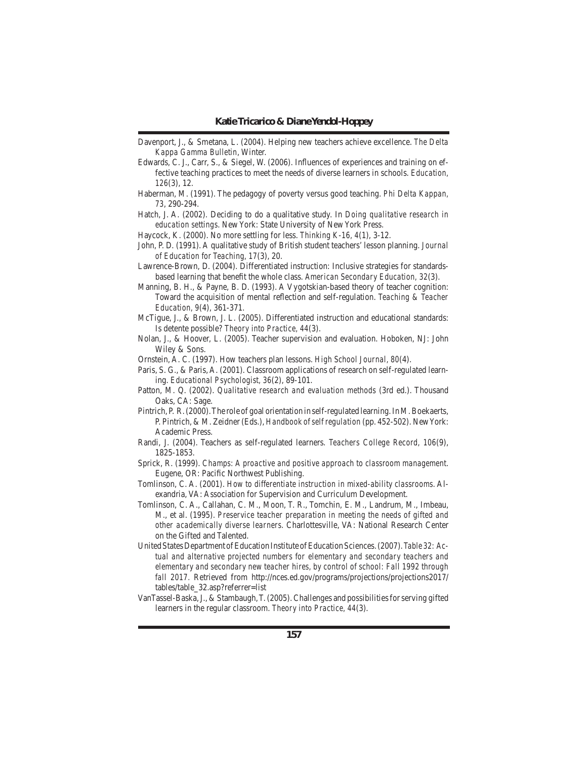Davenport, J., & Smetana, L. (2004). Helping new teachers achieve excellence. *The Delta Kappa Gamma Bulletin*, Winter.

Edwards, C. J., Carr, S., & Siegel, W. (2006). Influences of experiences and training on effective teaching practices to meet the needs of diverse learners in schools. *Education, 126*(3), 12.

Haberman, M. (1991). The pedagogy of poverty versus good teaching. *Phi Delta Kappan, 73*, 290-294.

Hatch, J. A. (2002). Deciding to do a qualitative study. In *Doing qualitative research in education settings*. New York: State University of New York Press.

Haycock, K. (2000). No more settling for less. *Thinking K-16, 4*(1), 3-12.

John, P. D. (1991). A qualitative study of British student teachers' lesson planning. *Journal of Education for Teaching, 17*(3), 20.

Lawrence-Brown, D. (2004). Differentiated instruction: Inclusive strategies for standards-based learning that benefit the whole class. *American Secondary Education, 32*(3).

Manning, B. H., & Payne, B. D. (1993). A Vygotskian-based theory of teacher cognition: Toward the acquisition of mental reflection and self-regulation. *Teaching & Teacher Education, 9*(4), 361-371.

McTigue, J., & Brown, J. L. (2005). Differentiated instruction and educational standards: Is detente possible? *Theory into Practice, 44*(3).

Nolan, J., & Hoover, L. (2005). Teacher supervision and evaluation. Hoboken, NJ: John Wiley & Sons.

Ornstein, A. C. (1997). How teachers plan lessons. *High School Journal, 80*(4).

Paris, S. G., & Paris, A. (2001). Classroom applications of research on self-regulated learning. *Educational Psychologist, 36*(2), 89-101.

Patton, M. Q. (2002). *Qualitative research and evaluation methods* (3rd ed.). Thousand Oaks, CA: Sage.

Pintrich, P. R. (2000). The role of goal orientation in self-regulated learning. In M. Boekaerts, P. Pintrich, & M. Zeidner (Eds.), *Handbook of self regulation* (pp. 452-502). New York: Academic Press.

Randi, J. (2004). Teachers as self-regulated learners. *Teachers College Record, 106*(9), 1825-1853.

Sprick, R. (1999). *Champs: A proactive and positive approach to classroom management*. Eugene, OR: Pacific Northwest Publishing.

Tomlinson, C. A. (2001). *How to differentiate instruction in mixed-ability classrooms*. Alexandria, VA: Association for Supervision and Curriculum Development.

Tomlinson, C. A., Callahan, C. M., Moon, T. R., Tomchin, E. M., Landrum, M., Imbeau, M., et al. (1995). *Preservice teacher preparation in meeting the needs of gifted and other academically diverse learners*. Charlottesville, VA: National Research Center on the Gifted and Talented.

United States Department of Education Institute of Education Sciences. (2007). *Table 32: Actual and alternative projected numbers for elementary and secondary teachers and elementary and secondary new teacher hires, by control of school: Fall 1992 through fall 2017*. Retrieved from http://nces.ed.gov/programs/projections/projections2017/tables/table_32.asp?referrer=list

VanTassel-Baska, J., & Stambaugh, T. (2005). Challenges and possibilities for serving gifted learners in the regular classroom. *Theory into Practice, 44*(3).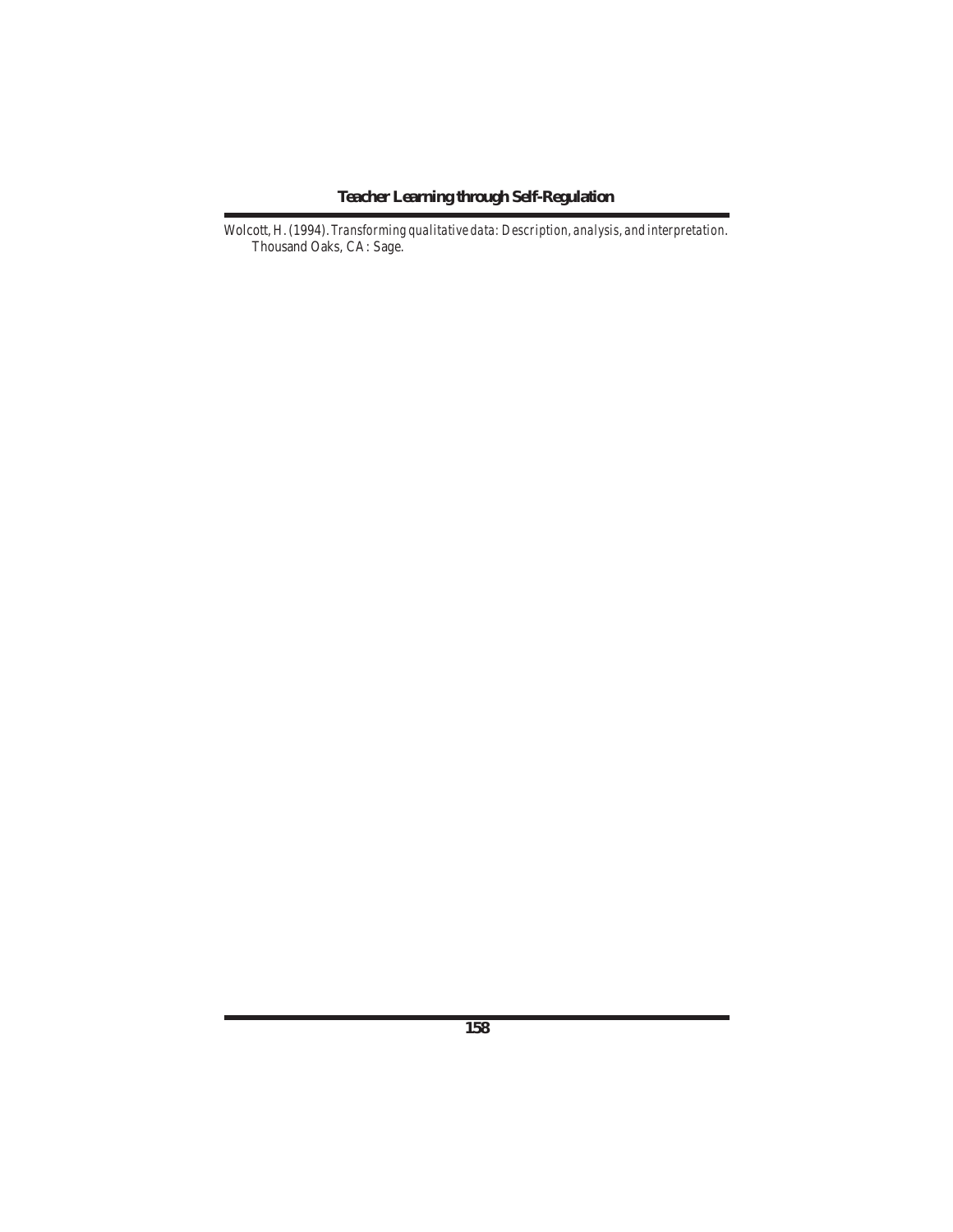Wolcott, H. (1994). *Transforming qualitative data: Description, analysis, and interpretation*. Thousand Oaks, CA: Sage.